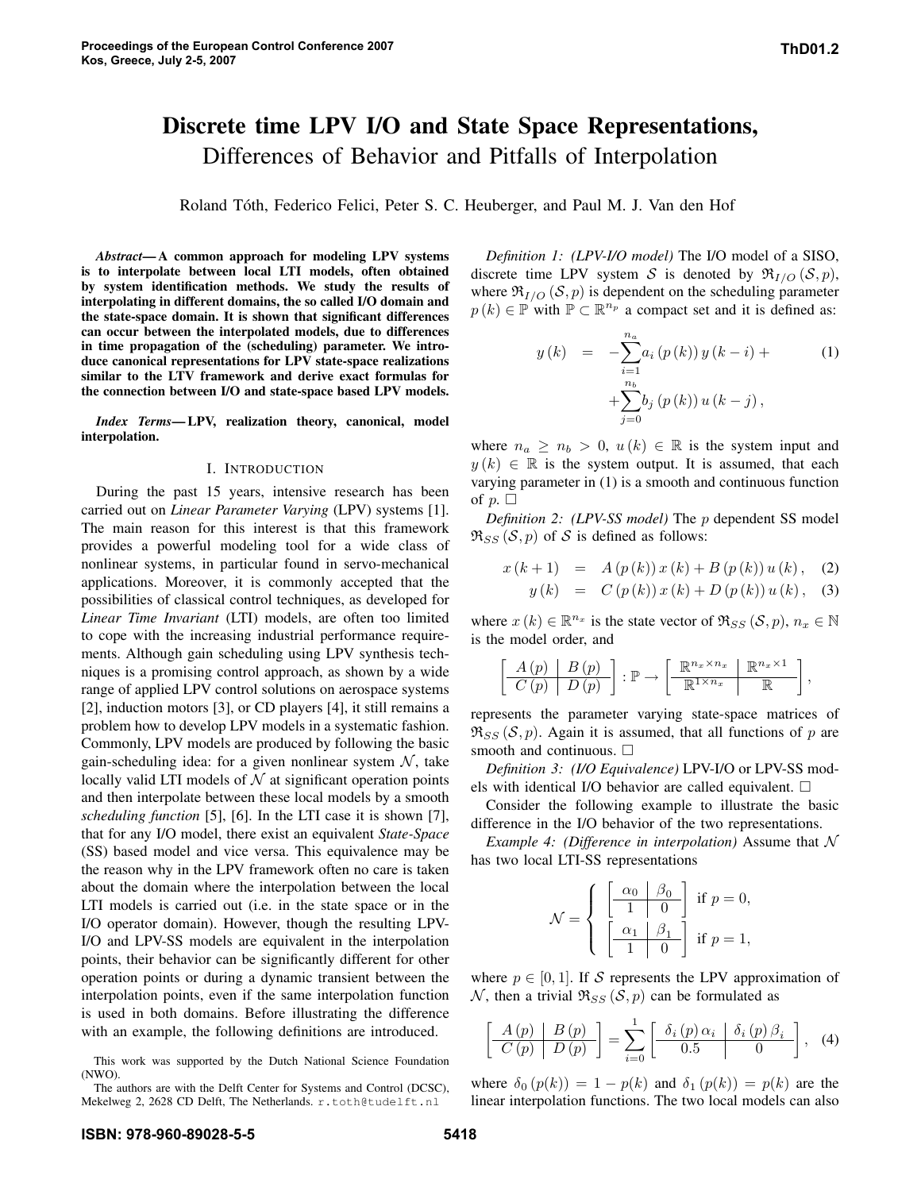# Discrete time LPV I/O and State Space Representations,

## Differences of Behavior and Pitfalls of Interpolation

Roland Tóth, Federico Felici, Peter S. C. Heuberger, and Paul M. J. Van den Hof

***Abstract*— A common approach for modeling LPV systems is to interpolate between local LTI models, often obtained by system identification methods. We study the results of interpolating in different domains, the so called I/O domain and the state-space domain. It is shown that significant differences can occur between the interpolated models, due to differences in time propagation of the (scheduling) parameter. We introduce canonical representations for LPV state-space realizations similar to the LTV framework and derive exact formulas for the connection between I/O and state-space based LPV models.**

***Index Terms*— LPV, realization theory, canonical, model interpolation.**

## I. INTRODUCTION

During the past 15 years, intensive research has been carried out on *Linear Parameter Varying* (LPV) systems [1]. The main reason for this interest is that this framework provides a powerful modeling tool for a wide class of nonlinear systems, in particular found in servo-mechanical applications. Moreover, it is commonly accepted that the possibilities of classical control techniques, as developed for *Linear Time Invariant* (LTI) models, are often too limited to cope with the increasing industrial performance requirements. Although gain scheduling using LPV synthesis techniques is a promising control approach, as shown by a wide range of applied LPV control solutions on aerospace systems [2], induction motors [3], or CD players [4], it still remains a problem how to develop LPV models in a systematic fashion. Commonly, LPV models are produced by following the basic gain-scheduling idea: for a given nonlinear system $\mathcal{N}$, take locally valid LTI models of $\mathcal{N}$ at significant operation points and then interpolate between these local models by a smooth *scheduling function* [5], [6]. In the LTI case it is shown [7], that for any I/O model, there exist an equivalent *State-Space* (SS) based model and vice versa. This equivalence may be the reason why in the LPV framework often no care is taken about the domain where the interpolation between the local LTI models is carried out (i.e. in the state space or in the I/O operator domain). However, though the resulting LPV-I/O and LPV-SS models are equivalent in the interpolation points, their behavior can be significantly different for other operation points or during a dynamic transient between the interpolation points, even if the same interpolation function is used in both domains. Before illustrating the difference with an example, the following definitions are introduced.

This work was supported by the Dutch National Science Foundation (NWO).

The authors are with the Delft Center for Systems and Control (DCSC), Mekelweg 2, 2628 CD Delft, The Netherlands. r.toth@tudelft.nl

*Definition 1: (LPV-I/O model)* The I/O model of a SISO, discrete time LPV system $\mathcal{S}$ is denoted by $\mathfrak{R}_{I/O}(\mathcal{S},p)$, where $\mathfrak{R}_{I/O}(\mathcal{S},p)$ is dependent on the scheduling parameter $p(k)\in\mathbb{P}$ with $\mathbb{P}\subset\mathbb{R}^{n_p}$ a compact set and it is defined as:

$$y(k) = -\sum_{i=1}^{n_a} a_i(p(k))\, y(k-i) + \sum_{j=0}^{n_b} b_j(p(k))\, u(k-j), \tag{1}$$

where $n_a \geq n_b > 0$, $u(k)\in\mathbb{R}$ is the system input and $y(k)\in\mathbb{R}$ is the system output. It is assumed, that each varying parameter in (1) is a smooth and continuous function of $p$. □

*Definition 2: (LPV-SS model)* The $p$ dependent SS model $\mathfrak{R}_{SS}(\mathcal{S},p)$ of $\mathcal{S}$ is defined as follows:

$$x(k+1) = A(p(k))\, x(k) + B(p(k))\, u(k), \tag{2}$$

$$y(k) = C(p(k))\, x(k) + D(p(k))\, u(k), \tag{3}$$

where $x(k)\in\mathbb{R}^{n_x}$ is the state vector of $\mathfrak{R}_{SS}(\mathcal{S},p)$, $n_x\in\mathbb{N}$ is the model order, and

$$\left[\begin{array}{c|c} A(p) & B(p) \\ \hline C(p) & D(p) \end{array}\right] : \mathbb{P} \to \left[\begin{array}{c|c} \mathbb{R}^{n_x\times n_x} & \mathbb{R}^{n_x\times 1} \\ \hline \mathbb{R}^{1\times n_x} & \mathbb{R} \end{array}\right],$$

represents the parameter varying state-space matrices of $\mathfrak{R}_{SS}(\mathcal{S},p)$. Again it is assumed, that all functions of $p$ are smooth and continuous. □

*Definition 3: (I/O Equivalence)* LPV-I/O or LPV-SS models with identical I/O behavior are called equivalent. □

Consider the following example to illustrate the basic difference in the I/O behavior of the two representations.

*Example 4: (Difference in interpolation)* Assume that $\mathcal{N}$ has two local LTI-SS representations

$$\mathcal{N} = \begin{cases} \left[\begin{array}{c|c} \alpha_0 & \beta_0 \\ \hline 1 & 0 \end{array}\right] & \text{if } p=0, \\ \left[\begin{array}{c|c} \alpha_1 & \beta_1 \\ \hline 1 & 0 \end{array}\right] & \text{if } p=1, \end{cases}$$

where $p\in[0,1]$. If $\mathcal{S}$ represents the LPV approximation of $\mathcal{N}$, then a trivial $\mathfrak{R}_{SS}(\mathcal{S},p)$ can be formulated as

$$\left[\begin{array}{c|c} A(p) & B(p) \\ \hline C(p) & D(p) \end{array}\right] = \sum_{i=0}^{1} \left[\begin{array}{c|c} \delta_i(p)\,\alpha_i & \delta_i(p)\,\beta_i \\ \hline 0.5 & 0 \end{array}\right], \tag{4}$$

where $\delta_0(p(k)) = 1-p(k)$ and $\delta_1(p(k)) = p(k)$ are the linear interpolation functions. The two local models can also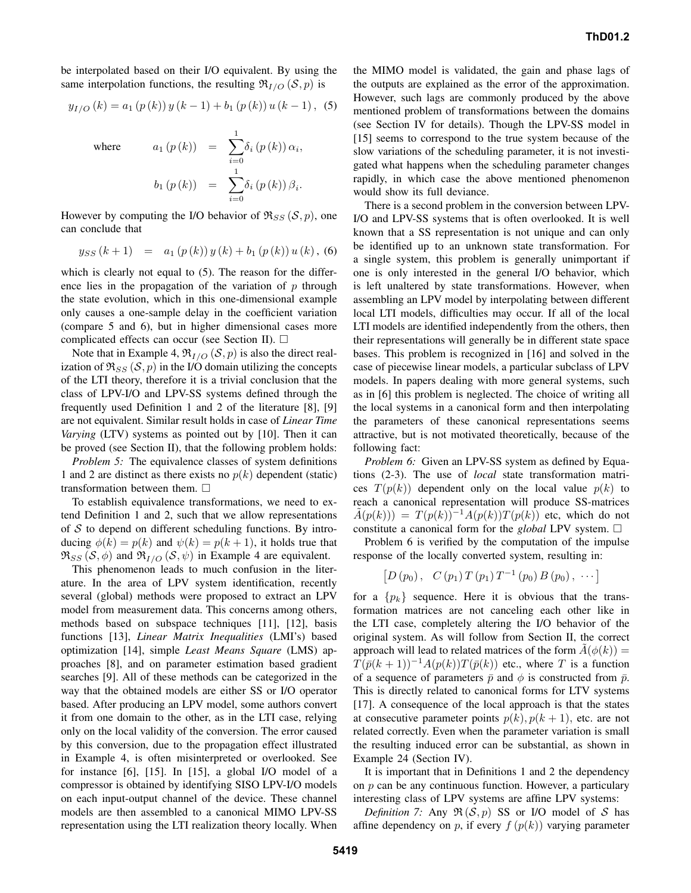be interpolated based on their I/O equivalent. By using the same interpolation functions, the resulting $\mathfrak{R}_{I/O}(\mathcal{S}, p)$ is

$$y_{I/O}(k) = a_1(p(k))\, y(k-1) + b_1(p(k))\, u(k-1)\,, \quad (5)$$

where

$$a_1(p(k)) = \sum_{i=0}^{1} \delta_i(p(k))\, \alpha_i,$$
$$b_1(p(k)) = \sum_{i=0}^{1} \delta_i(p(k))\, \beta_i.$$

However by computing the I/O behavior of $\mathfrak{R}_{SS}(\mathcal{S}, p)$, one can conclude that

$$y_{SS}(k+1) = a_1(p(k))\, y(k) + b_1(p(k))\, u(k)\,, \quad (6)$$

which is clearly not equal to (5). The reason for the difference lies in the propagation of the variation of $p$ through the state evolution, which in this one-dimensional example only causes a one-sample delay in the coefficient variation (compare 5 and 6), but in higher dimensional cases more complicated effects can occur (see Section II). $\square$

Note that in Example 4, $\mathfrak{R}_{I/O}(\mathcal{S}, p)$ is also the direct realization of $\mathfrak{R}_{SS}(\mathcal{S}, p)$ in the I/O domain utilizing the concepts of the LTI theory, therefore it is a trivial conclusion that the class of LPV-I/O and LPV-SS systems defined through the frequently used Definition 1 and 2 of the literature [8], [9] are not equivalent. Similar result holds in case of *Linear Time Varying* (LTV) systems as pointed out by [10]. Then it can be proved (see Section II), that the following problem holds:

*Problem 5:* The equivalence classes of system definitions 1 and 2 are distinct as there exists no $p(k)$ dependent (static) transformation between them. $\square$

To establish equivalence transformations, we need to extend Definition 1 and 2, such that we allow representations of $\mathcal{S}$ to depend on different scheduling functions. By introducing $\phi(k) = p(k)$ and $\psi(k) = p(k+1)$, it holds true that $\mathfrak{R}_{SS}(\mathcal{S}, \phi)$ and $\mathfrak{R}_{I/O}(\mathcal{S}, \psi)$ in Example 4 are equivalent.

This phenomenon leads to much confusion in the literature. In the area of LPV system identification, recently several (global) methods were proposed to extract an LPV model from measurement data. This concerns among others, methods based on subspace techniques [11], [12], basis functions [13], *Linear Matrix Inequalities* (LMI's) based optimization [14], simple *Least Means Square* (LMS) approaches [8], and on parameter estimation based gradient searches [9]. All of these methods can be categorized in the way that the obtained models are either SS or I/O operator based. After producing an LPV model, some authors convert it from one domain to the other, as in the LTI case, relying only on the local validity of the conversion. The error caused by this conversion, due to the propagation effect illustrated in Example 4, is often misinterpreted or overlooked. See for instance [6], [15]. In [15], a global I/O model of a compressor is obtained by identifying SISO LPV-I/O models on each input-output channel of the device. These channel models are then assembled to a canonical MIMO LPV-SS representation using the LTI realization theory locally. When the MIMO model is validated, the gain and phase lags of the outputs are explained as the error of the approximation. However, such lags are commonly produced by the above mentioned problem of transformations between the domains (see Section IV for details). Though the LPV-SS model in [15] seems to correspond to the true system because of the slow variations of the scheduling parameter, it is not investigated what happens when the scheduling parameter changes rapidly, in which case the above mentioned phenomenon would show its full deviance.

There is a second problem in the conversion between LPV-I/O and LPV-SS systems that is often overlooked. It is well known that a SS representation is not unique and can only be identified up to an unknown state transformation. For a single system, this problem is generally unimportant if one is only interested in the general I/O behavior, which is left unaltered by state transformations. However, when assembling an LPV model by interpolating between different local LTI models, difficulties may occur. If all of the local LTI models are identified independently from the others, then their representations will generally be in different state space bases. This problem is recognized in [16] and solved in the case of piecewise linear models, a particular subclass of LPV models. In papers dealing with more general systems, such as in [6] this problem is neglected. The choice of writing all the local systems in a canonical form and then interpolating the parameters of these canonical representations seems attractive, but is not motivated theoretically, because of the following fact:

*Problem 6:* Given an LPV-SS system as defined by Equations (2-3). The use of *local* state transformation matrices $T(p(k))$ dependent only on the local value $p(k)$ to reach a canonical representation will produce SS-matrices $\tilde{A}(p(k))) = T(p(k))^{-1} A(p(k)) T(p(k))$ etc, which do not constitute a canonical form for the *global* LPV system. $\square$

Problem 6 is verified by the computation of the impulse response of the locally converted system, resulting in:

$$\left[ D(p_0)\,, \quad C(p_1)\, T(p_1)\, T^{-1}(p_0)\, B(p_0)\,, \ \cdots \right]$$

for a $\{p_k\}$ sequence. Here it is obvious that the transformation matrices are not canceling each other like in the LTI case, completely altering the I/O behavior of the original system. As will follow from Section II, the correct approach will lead to related matrices of the form $\tilde{A}(\phi(k)) = T(\bar{p}(k+1))^{-1} A(p(k)) T(\bar{p}(k))$ etc., where $T$ is a function of a sequence of parameters $\bar{p}$ and $\phi$ is constructed from $\bar{p}$. This is directly related to canonical forms for LTV systems [17]. A consequence of the local approach is that the states at consecutive parameter points $p(k), p(k+1)$, etc. are not related correctly. Even when the parameter variation is small the resulting induced error can be substantial, as shown in Example 24 (Section IV).

It is important that in Definitions 1 and 2 the dependency on $p$ can be any continuous function. However, a particulary interesting class of LPV systems are affine LPV systems:

*Definition 7:* Any $\mathfrak{R}(\mathcal{S}, p)$ SS or I/O model of $\mathcal{S}$ has affine dependency on $p$, if every $f(p(k))$ varying parameter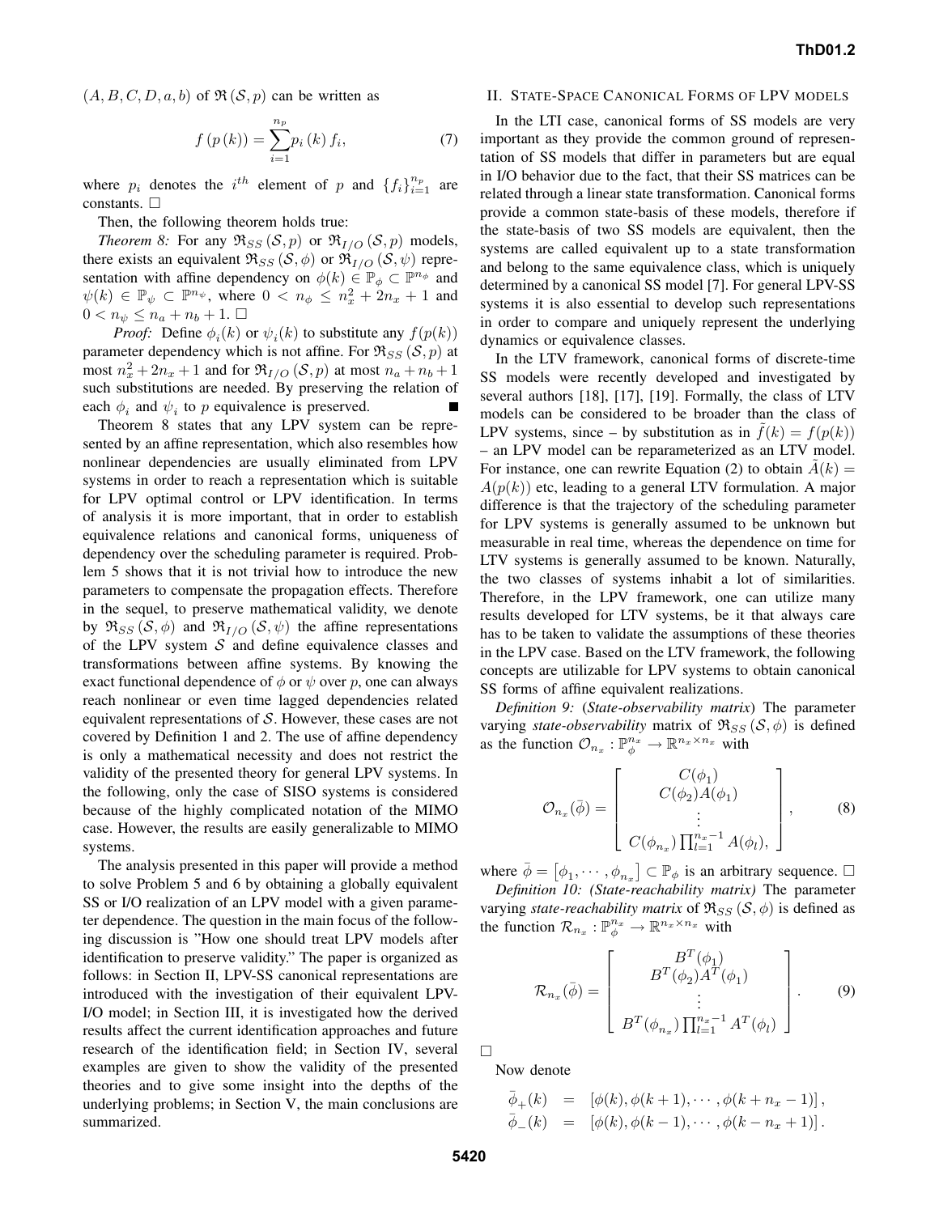$(A, B, C, D, a, b)$ of $\mathfrak{R}(\mathcal{S}, p)$ can be written as

$$f(p(k)) = \sum_{i=1}^{n_p} p_i(k) f_i, \tag{7}$$

where $p_i$ denotes the $i^{th}$ element of $p$ and $\{f_i\}_{i=1}^{n_p}$ are constants. $\square$

Then, the following theorem holds true:

*Theorem 8:* For any $\mathfrak{R}_{SS}(\mathcal{S}, p)$ or $\mathfrak{R}_{I/O}(\mathcal{S}, p)$ models, there exists an equivalent $\mathfrak{R}_{SS}(\mathcal{S}, \phi)$ or $\mathfrak{R}_{I/O}(\mathcal{S}, \psi)$ representation with affine dependency on $\phi(k) \in \mathbb{P}_\phi \subset \mathbb{P}^{n_\phi}$ and $\psi(k) \in \mathbb{P}_\psi \subset \mathbb{P}^{n_\psi}$, where $0 < n_\phi \leq n_x^2 + 2n_x + 1$ and $0 < n_\psi \leq n_a + n_b + 1$. $\square$

*Proof:* Define $\phi_i(k)$ or $\psi_i(k)$ to substitute any $f(p(k))$ parameter dependency which is not affine. For $\mathfrak{R}_{SS}(\mathcal{S}, p)$ at most $n_x^2 + 2n_x + 1$ and for $\mathfrak{R}_{I/O}(\mathcal{S}, p)$ at most $n_a + n_b + 1$ such substitutions are needed. By preserving the relation of each $\phi_i$ and $\psi_i$ to $p$ equivalence is preserved. ■

Theorem 8 states that any LPV system can be represented by an affine representation, which also resembles how nonlinear dependencies are usually eliminated from LPV systems in order to reach a representation which is suitable for LPV optimal control or LPV identification. In terms of analysis it is more important, that in order to establish equivalence relations and canonical forms, uniqueness of dependency over the scheduling parameter is required. Problem 5 shows that it is not trivial how to introduce the new parameters to compensate the propagation effects. Therefore in the sequel, to preserve mathematical validity, we denote by $\mathfrak{R}_{SS}(\mathcal{S}, \phi)$ and $\mathfrak{R}_{I/O}(\mathcal{S}, \psi)$ the affine representations of the LPV system $\mathcal{S}$ and define equivalence classes and transformations between affine systems. By knowing the exact functional dependence of $\phi$ or $\psi$ over $p$, one can always reach nonlinear or even time lagged dependencies related equivalent representations of $\mathcal{S}$. However, these cases are not covered by Definition 1 and 2. The use of affine dependency is only a mathematical necessity and does not restrict the validity of the presented theory for general LPV systems. In the following, only the case of SISO systems is considered because of the highly complicated notation of the MIMO case. However, the results are easily generalizable to MIMO systems.

The analysis presented in this paper will provide a method to solve Problem 5 and 6 by obtaining a globally equivalent SS or I/O realization of an LPV model with a given parameter dependence. The question in the main focus of the following discussion is "How one should treat LPV models after identification to preserve validity." The paper is organized as follows: in Section II, LPV-SS canonical representations are introduced with the investigation of their equivalent LPV-I/O model; in Section III, it is investigated how the derived results affect the current identification approaches and future research of the identification field; in Section IV, several examples are given to show the validity of the presented theories and to give some insight into the depths of the underlying problems; in Section V, the main conclusions are summarized.

## II. State-Space Canonical Forms of LPV models

In the LTI case, canonical forms of SS models are very important as they provide the common ground of representation of SS models that differ in parameters but are equal in I/O behavior due to the fact, that their SS matrices can be related through a linear state transformation. Canonical forms provide a common state-basis of these models, therefore if the state-basis of two SS models are equivalent, then the systems are called equivalent up to a state transformation and belong to the same equivalence class, which is uniquely determined by a canonical SS model [7]. For general LPV-SS systems it is also essential to develop such representations in order to compare and uniquely represent the underlying dynamics or equivalence classes.

In the LTV framework, canonical forms of discrete-time SS models were recently developed and investigated by several authors [18], [17], [19]. Formally, the class of LTV models can be considered to be broader than the class of LPV systems, since – by substitution as in $\tilde{f}(k) = f(p(k))$ – an LPV model can be reparameterized as an LTV model. For instance, one can rewrite Equation (2) to obtain $\tilde{A}(k) = A(p(k))$ etc, leading to a general LTV formulation. A major difference is that the trajectory of the scheduling parameter for LPV systems is generally assumed to be unknown but measurable in real time, whereas the dependence on time for LTV systems is generally assumed to be known. Naturally, the two classes of systems inhabit a lot of similarities. Therefore, in the LPV framework, one can utilize many results developed for LTV systems, be it that always care has to be taken to validate the assumptions of these theories in the LPV case. Based on the LTV framework, the following concepts are utilizable for LPV systems to obtain canonical SS forms of affine equivalent realizations.

*Definition 9:* (*State-observability matrix*) The parameter varying *state-observability* matrix of $\mathfrak{R}_{SS}(\mathcal{S}, \phi)$ is defined as the function $\mathcal{O}_{n_x} : \mathbb{P}_\phi^{n_x} \rightarrow \mathbb{R}^{n_x \times n_x}$ with

$$\mathcal{O}_{n_x}(\bar{\phi}) = \begin{bmatrix} C(\phi_1) \\ C(\phi_2)A(\phi_1) \\ \vdots \\ C(\phi_{n_x}) \prod_{l=1}^{n_x-1} A(\phi_l), \end{bmatrix}, \tag{8}$$

where $\bar{\phi} = [\phi_1, \cdots, \phi_{n_x}] \subset \mathbb{P}_\phi$ is an arbitrary sequence. $\square$

*Definition 10: (State-reachability matrix)* The parameter varying *state-reachability matrix* of $\mathfrak{R}_{SS}(\mathcal{S}, \phi)$ is defined as the function $\mathcal{R}_{n_x} : \mathbb{P}_\phi^{n_x} \rightarrow \mathbb{R}^{n_x \times n_x}$ with

$$\mathcal{R}_{n_x}(\bar{\phi}) = \begin{bmatrix} B^T(\phi_1) \\ B^T(\phi_2)A^T(\phi_1) \\ \vdots \\ B^T(\phi_{n_x}) \prod_{l=1}^{n_x-1} A^T(\phi_l) \end{bmatrix}. \tag{9}$$

$\square$

Now denote

$$\begin{aligned} \bar{\phi}_+(k) &= [\phi(k), \phi(k+1), \cdots, \phi(k+n_x-1)], \\ \bar{\phi}_-(k) &= [\phi(k), \phi(k-1), \cdots, \phi(k-n_x+1)]. \end{aligned}$$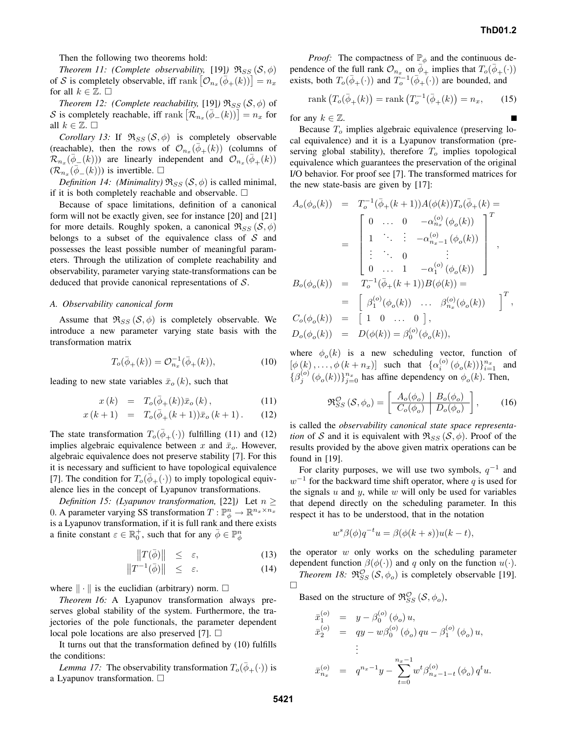Then the following two theorems hold:

*Theorem 11: (Complete observability,* [19]*)* $\mathfrak{R}_{SS}(\mathcal{S}, \phi)$ of $\mathcal{S}$ is completely observable, iff $\operatorname{rank}\left[\mathcal{O}_{n_x}(\bar{\phi}_+(k))\right] = n_x$ for all $k \in \mathbb{Z}$. □

*Theorem 12: (Complete reachability,* [19]*)* $\mathfrak{R}_{SS}(\mathcal{S}, \phi)$ of $\mathcal{S}$ is completely reachable, iff $\operatorname{rank}\left[\mathcal{R}_{n_x}(\bar{\phi}_-(k))\right] = n_x$ for all $k \in \mathbb{Z}$. □

*Corollary 13:* If $\mathfrak{R}_{SS}(\mathcal{S}, \phi)$ is completely observable (reachable), then the rows of $\mathcal{O}_{n_x}(\bar{\phi}_+(k))$ (columns of $\mathcal{R}_{n_x}(\bar{\phi}_-(k))$) are linearly independent and $\mathcal{O}_{n_x}(\bar{\phi}_+(k))$ ($\mathcal{R}_{n_x}(\bar{\phi}_-(k))$) is invertible. □

*Definition 14: (Minimality)* $\mathfrak{R}_{SS}(\mathcal{S}, \phi)$ is called minimal, if it is both completely reachable and observable. □

Because of space limitations, definition of a canonical form will not be exactly given, see for instance [20] and [21] for more details. Roughly spoken, a canonical $\mathfrak{R}_{SS}(\mathcal{S}, \phi)$ belongs to a subset of the equivalence class of $\mathcal{S}$ and possesses the least possible number of meaningful parameters. Through the utilization of complete reachability and observability, parameter varying state-transformations can be deduced that provide canonical representations of $\mathcal{S}$.

### A. Observability canonical form

Assume that $\mathfrak{R}_{SS}(\mathcal{S}, \phi)$ is completely observable. We introduce a new parameter varying state basis with the transformation matrix

$$T_o(\bar{\phi}_+(k)) = \mathcal{O}_{n_x}^{-1}(\bar{\phi}_+(k)), \tag{10}$$

leading to new state variables $\bar{x}_o(k)$, such that

$$\begin{aligned} x(k) &= T_o(\bar{\phi}_+(k))\bar{x}_o(k), & (11)\\ x(k+1) &= T_o(\bar{\phi}_+(k+1))\bar{x}_o(k+1). & (12)\end{aligned}$$

The state transformation $T_o(\bar{\phi}_+(\cdot))$ fulfilling (11) and (12) implies algebraic equivalence between $x$ and $\bar{x}_o$. However, algebraic equivalence does not preserve stability [7]. For this it is necessary and sufficient to have topological equivalence [7]. The condition for $T_o(\bar{\phi}_+(\cdot))$ to imply topological equivalence lies in the concept of Lyapunov transformations.

*Definition 15: (Lyapunov transformation,* [22]*)* Let $n \geq 0$. A parameter varying SS transformation $T : \mathbb{P}_\phi^n \to \mathbb{R}^{n_x \times n_x}$ is a Lyapunov transformation, if it is full rank and there exists a finite constant $\varepsilon \in \mathbb{R}_0^+$, such that for any $\bar{\phi} \in \mathbb{P}_\phi^n$

$$\begin{aligned} \left\|T(\bar{\phi})\right\| &\leq \varepsilon, & (13)\\ \left\|T^{-1}(\bar{\phi})\right\| &\leq \varepsilon. & (14)\end{aligned}$$

where $\|\cdot\|$ is the euclidian (arbitrary) norm. □

*Theorem 16:* A Lyapunov transformation always preserves global stability of the system. Furthermore, the trajectories of the pole functionals, the parameter dependent local pole locations are also preserved [7]. □

It turns out that the transformation defined by (10) fulfills the conditions:

*Lemma 17:* The observability transformation $T_o(\bar{\phi}_+(\cdot))$ is a Lyapunov transformation. □

*Proof:* The compactness of $\mathbb{P}_\phi$ and the continuous dependence of the full rank $\mathcal{O}_{n_x}$ on $\bar{\phi}_+$ implies that $T_o(\bar{\phi}_+(\cdot))$ exists, both $T_o(\bar{\phi}_+(\cdot))$ and $T_o^{-1}(\bar{\phi}_+(\cdot))$ are bounded, and

$$\operatorname{rank}\left(T_o(\bar{\phi}_+(k)\right) = \operatorname{rank}\left(T_o^{-1}(\bar{\phi}_+(k)\right) = n_x, \tag{15}$$

for any $k \in \mathbb{Z}$. ■

Because $T_o$ implies algebraic equivalence (preserving local equivalence) and it is a Lyapunov transformation (preserving global stability), therefore $T_o$ implies topological equivalence which guarantees the preservation of the original I/O behavior. For proof see [7]. The transformed matrices for the new state-basis are given by [17]:

$$\begin{aligned}
A_o(\phi_o(k)) &= T_o^{-1}(\bar{\phi}_+(k+1))A(\phi(k))T_o(\bar{\phi}_+(k) = \\
&= \begin{bmatrix} 0 & \dots & 0 & -\alpha_{n_x}^{(o)}(\phi_o(k)) \\ 1 & \ddots & \vdots & -\alpha_{n_x-1}^{(o)}(\phi_o(k)) \\ \vdots & \ddots & 0 & \vdots \\ 0 & \dots & 1 & -\alpha_1^{(o)}(\phi_o(k)) \end{bmatrix}^T, \\
B_o(\phi_o(k)) &= T_o^{-1}(\bar{\phi}_+(k+1))B(\phi(k)) = \\
&= \begin{bmatrix} \beta_1^{(o)}(\phi_o(k)) & \dots & \beta_{n_x}^{(o)}(\phi_o(k)) \end{bmatrix}^T, \\
C_o(\phi_o(k)) &= \begin{bmatrix} 1 & 0 & \dots & 0 \end{bmatrix}, \\
D_o(\phi_o(k)) &= D(\phi(k)) = \beta_0^{(o)}(\phi_o(k)),
\end{aligned}$$

where $\phi_o(k)$ is a new scheduling vector, function of $[\phi(k), \dots, \phi(k+n_x)]$ such that $\{\alpha_i^{(o)}(\phi_o(k))\}_{i=1}^{n_x}$ and $\{\beta_j^{(o)}(\phi_o(k))\}_{j=0}^{n_x}$ has affine dependency on $\phi_o(k)$. Then,

$$\mathfrak{R}_{SS}^{\mathcal{O}}(\mathcal{S}, \phi_o) = \left[\begin{array}{c|c} A_o(\phi_o) & B_o(\phi_o) \\ \hline C_o(\phi_o) & D_o(\phi_o) \end{array}\right], \tag{16}$$

is called the *observability canonical state space representation* of $\mathcal{S}$ and it is equivalent with $\mathfrak{R}_{SS}(\mathcal{S}, \phi)$. Proof of the results provided by the above given matrix operations can be found in [19].

For clarity purposes, we will use two symbols, $q^{-1}$ and $w^{-1}$ for the backward time shift operator, where $q$ is used for the signals $u$ and $y$, while $w$ will only be used for variables that depend directly on the scheduling parameter. In this respect it has to be understood, that in the notation

$$w^s \beta(\phi) q^{-t} u = \beta(\phi(k+s)) u(k-t),$$

the operator $w$ only works on the scheduling parameter dependent function $\beta(\phi(\cdot))$ and $q$ only on the function $u(\cdot)$.

*Theorem 18:* $\mathfrak{R}_{SS}^{\mathcal{O}}(\mathcal{S}, \phi_o)$ is completely observable [19]. □

Based on the structure of $\mathfrak{R}_{SS}^{\mathcal{O}}(\mathcal{S}, \phi_o)$,

$$\begin{aligned}
\bar{x}_1^{(o)} &= y - \beta_0^{(o)}(\phi_o)\, u, \\
\bar{x}_2^{(o)} &= qy - w\beta_0^{(o)}(\phi_o)\, qu - \beta_1^{(o)}(\phi_o)\, u, \\
&\;\;\vdots \\
\bar{x}_{n_x}^{(o)} &= q^{n_x-1} y - \sum_{t=0}^{n_x-1} w^t \beta_{n_x-1-t}^{(o)}(\phi_o)\, q^t u.
\end{aligned}$$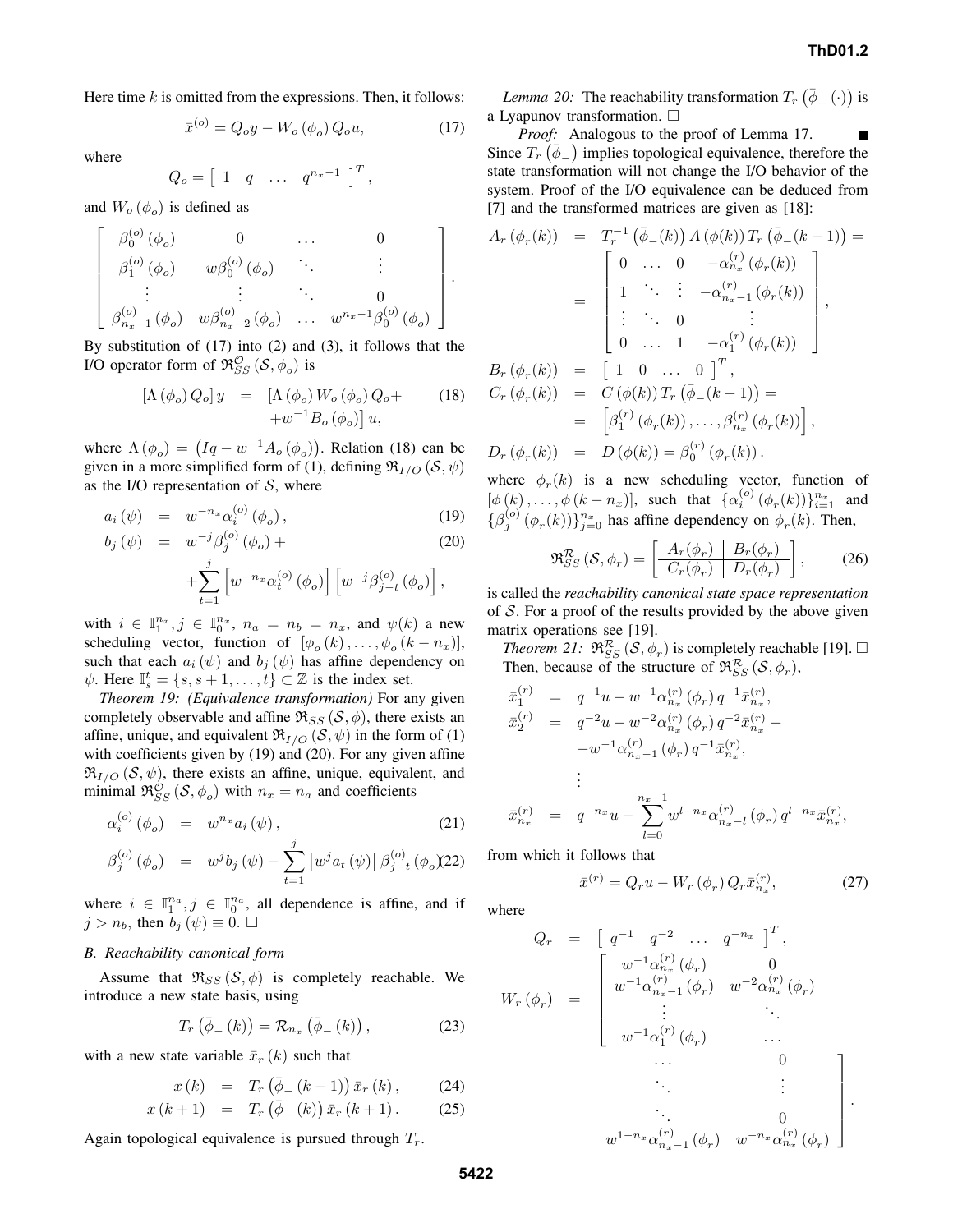Here time $k$ is omitted from the expressions. Then, it follows:

$$\bar{x}^{(o)} = Q_o y - W_o(\phi_o) Q_o u, \tag{17}$$

where

$$Q_o = \begin{bmatrix} 1 & q & \dots & q^{n_x-1} \end{bmatrix}^T,$$

and $W_o(\phi_o)$ is defined as

$$\begin{bmatrix} \beta_0^{(o)}(\phi_o) & 0 & \dots & 0 \\ \beta_1^{(o)}(\phi_o) & w\beta_0^{(o)}(\phi_o) & \ddots & \vdots \\ \vdots & \vdots & \ddots & 0 \\ \beta_{n_x-1}^{(o)}(\phi_o) & w\beta_{n_x-2}^{(o)}(\phi_o) & \dots & w^{n_x-1}\beta_0^{(o)}(\phi_o) \end{bmatrix}.$$

By substitution of (17) into (2) and (3), it follows that the I/O operator form of $\mathfrak{R}_{SS}^{\mathcal{O}}(\mathcal{S}, \phi_o)$ is

$$\begin{aligned} \left[\Lambda(\phi_o) Q_o\right] y &= \left[\Lambda(\phi_o) W_o(\phi_o) Q_o + \right. \\ &\left. + w^{-1} B_o(\phi_o)\right] u, \end{aligned} \tag{18}$$

where $\Lambda(\phi_o) = \left(Iq - w^{-1} A_o(\phi_o)\right)$. Relation (18) can be given in a more simplified form of (1), defining $\mathfrak{R}_{I/O}(\mathcal{S}, \psi)$ as the I/O representation of $\mathcal{S}$, where

$$a_i(\psi) = w^{-n_x} \alpha_i^{(o)}(\phi_o), \tag{19}$$

$$\begin{aligned} b_j(\psi) &= w^{-j} \beta_j^{(o)}(\phi_o) + \\ &+ \sum_{t=1}^{j} \left[w^{-n_x} \alpha_t^{(o)}(\phi_o)\right] \left[w^{-j} \beta_{j-t}^{(o)}(\phi_o)\right], \end{aligned} \tag{20}$$

with $i \in \mathbb{I}_1^{n_x}, j \in \mathbb{I}_0^{n_x}$, $n_a = n_b = n_x$, and $\psi(k)$ a new scheduling vector, function of $[\phi_o(k), \dots, \phi_o(k - n_x)]$, such that each $a_i(\psi)$ and $b_j(\psi)$ has affine dependency on $\psi$. Here $\mathbb{I}_s^t = \{s, s+1, \dots, t\} \subset \mathbb{Z}$ is the index set.

*Theorem 19: (Equivalence transformation)* For any given completely observable and affine $\mathfrak{R}_{SS}(\mathcal{S}, \phi)$, there exists an affine, unique, and equivalent $\mathfrak{R}_{I/O}(\mathcal{S}, \psi)$ in the form of (1) with coefficients given by (19) and (20). For any given affine $\mathfrak{R}_{I/O}(\mathcal{S}, \psi)$, there exists an affine, unique, equivalent, and minimal $\mathfrak{R}_{SS}^{\mathcal{O}}(\mathcal{S}, \phi_o)$ with $n_x = n_a$ and coefficients

$$\alpha_i^{(o)}(\phi_o) = w^{n_x} a_i(\psi), \tag{21}$$

$$\beta_j^{(o)}(\phi_o) = w^j b_j(\psi) - \sum_{t=1}^{j} \left[w^j a_t(\psi)\right] \beta_{j-t}^{(o)}(\phi_o) \tag{22}$$

where $i \in \mathbb{I}_1^{n_a}, j \in \mathbb{I}_0^{n_a}$, all dependence is affine, and if $j > n_b$, then $b_j(\psi) \equiv 0$. □

### B. Reachability canonical form

Assume that $\mathfrak{R}_{SS}(\mathcal{S}, \phi)$ is completely reachable. We introduce a new state basis, using

$$T_r\left(\bar{\phi}_-(k)\right) = \mathcal{R}_{n_x}\left(\bar{\phi}_-(k)\right), \tag{23}$$

with a new state variable $\bar{x}_r(k)$ such that

$$x(k) = T_r\left(\bar{\phi}_-(k-1)\right) \bar{x}_r(k), \tag{24}$$

$$x(k+1) = T_r\left(\bar{\phi}_-(k)\right) \bar{x}_r(k+1). \tag{25}$$

Again topological equivalence is pursued through $T_r$.

*Lemma 20:* The reachability transformation $T_r\left(\bar{\phi}_-(\cdot)\right)$ is a Lyapunov transformation. □

*Proof:* Analogous to the proof of Lemma 17. ■

Since $T_r\left(\bar{\phi}_-\right)$ implies topological equivalence, therefore the state transformation will not change the I/O behavior of the system. Proof of the I/O equivalence can be deduced from [7] and the transformed matrices are given as [18]:

$$\begin{aligned} A_r(\phi_r(k)) &= T_r^{-1}\left(\bar{\phi}_-(k)\right) A(\phi(k)) T_r\left(\bar{\phi}_-(k-1)\right) = \\ &= \begin{bmatrix} 0 & \dots & 0 & -\alpha_{n_x}^{(r)}(\phi_r(k)) \\ 1 & \ddots & \vdots & -\alpha_{n_x-1}^{(r)}(\phi_r(k)) \\ \vdots & \ddots & 0 & \vdots \\ 0 & \dots & 1 & -\alpha_1^{(r)}(\phi_r(k)) \end{bmatrix}, \\ B_r(\phi_r(k)) &= \begin{bmatrix} 1 & 0 & \dots & 0 \end{bmatrix}^T, \\ C_r(\phi_r(k)) &= C(\phi(k)) T_r\left(\bar{\phi}_-(k-1)\right) = \\ &= \left[\beta_1^{(r)}(\phi_r(k)), \dots, \beta_{n_x}^{(r)}(\phi_r(k))\right], \\ D_r(\phi_r(k)) &= D(\phi(k)) = \beta_0^{(r)}(\phi_r(k)). \end{aligned}$$

where $\phi_r(k)$ is a new scheduling vector, function of $[\phi(k), \dots, \phi(k - n_x)]$, such that $\{\alpha_i^{(o)}(\phi_r(k))\}_{i=1}^{n_x}$ and $\{\beta_j^{(o)}(\phi_r(k))\}_{j=0}^{n_x}$ has affine dependency on $\phi_r(k)$. Then,

$$\mathfrak{R}_{SS}^{\mathcal{R}}(\mathcal{S}, \phi_r) = \left[\begin{array}{c|c} A_r(\phi_r) & B_r(\phi_r) \\ \hline C_r(\phi_r) & D_r(\phi_r) \end{array}\right], \tag{26}$$

is called the *reachability canonical state space representation* of $\mathcal{S}$. For a proof of the results provided by the above given matrix operations see [19].

*Theorem 21:* $\mathfrak{R}_{SS}^{\mathcal{R}}(\mathcal{S}, \phi_r)$ is completely reachable [19]. □

Then, because of the structure of $\mathfrak{R}_{SS}^{\mathcal{R}}(\mathcal{S}, \phi_r)$,

$$\begin{aligned} \bar{x}_1^{(r)} &= q^{-1} u - w^{-1} \alpha_{n_x}^{(r)}(\phi_r) q^{-1} \bar{x}_{n_x}^{(r)}, \\ \bar{x}_2^{(r)} &= q^{-2} u - w^{-2} \alpha_{n_x}^{(r)}(\phi_r) q^{-2} \bar{x}_{n_x}^{(r)} - \\ &- w^{-1} \alpha_{n_x-1}^{(r)}(\phi_r) q^{-1} \bar{x}_{n_x}^{(r)}, \\ &\vdots \\ \bar{x}_{n_x}^{(r)} &= q^{-n_x} u - \sum_{l=0}^{n_x-1} w^{l-n_x} \alpha_{n_x-l}^{(r)}(\phi_r) q^{l-n_x} \bar{x}_{n_x}^{(r)}, \end{aligned}$$

from which it follows that

$$\bar{x}^{(r)} = Q_r u - W_r(\phi_r) Q_r \bar{x}_{n_x}^{(r)}, \tag{27}$$

where

$$\begin{aligned} Q_r &= \begin{bmatrix} q^{-1} & q^{-2} & \dots & q^{-n_x} \end{bmatrix}^T, \\ W_r(\phi_r) &= \begin{bmatrix} w^{-1}\alpha_{n_x}^{(r)}(\phi_r) & 0 & \dots & 0 \\ w^{-1}\alpha_{n_x-1}^{(r)}(\phi_r) & w^{-2}\alpha_{n_x}^{(r)}(\phi_r) & \ddots & \vdots \\ \vdots & \ddots & \ddots & 0 \\ w^{-1}\alpha_1^{(r)}(\phi_r) & \dots & w^{1-n_x}\alpha_{n_x-1}^{(r)}(\phi_r) & w^{-n_x}\alpha_{n_x}^{(r)}(\phi_r) \end{bmatrix}. \end{aligned}$$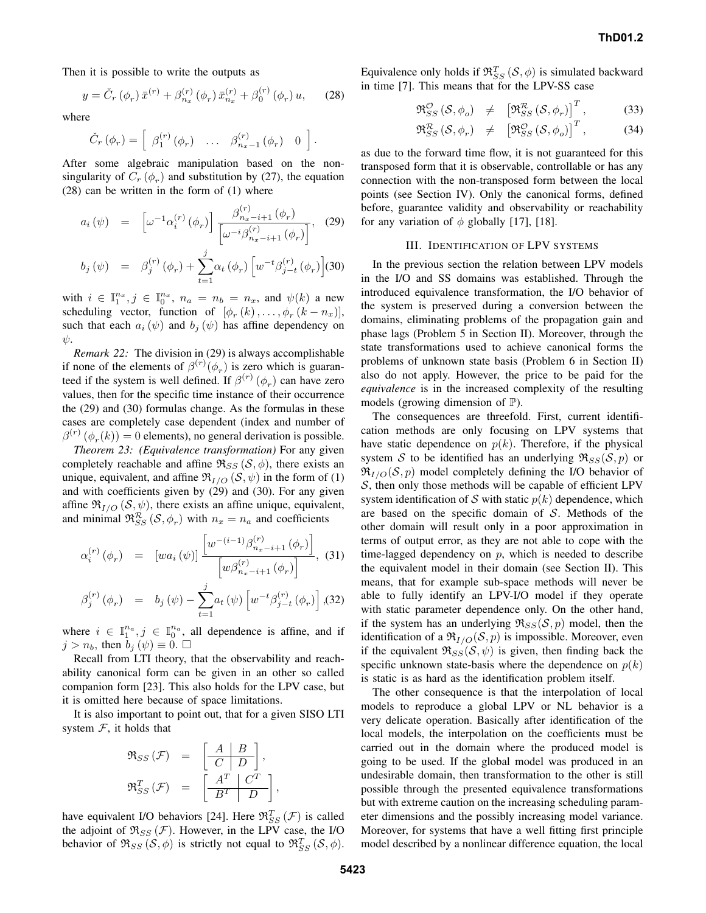Then it is possible to write the outputs as

$$y = \check{C}_r(\phi_r)\,\bar{x}^{(r)} + \beta^{(r)}_{n_x}(\phi_r)\,\bar{x}^{(r)}_{n_x} + \beta^{(r)}_0(\phi_r)\,u, \tag{28}$$

where

$$\check{C}_r(\phi_r) = \begin{bmatrix} \beta^{(r)}_1(\phi_r) & \ldots & \beta^{(r)}_{n_x-1}(\phi_r) & 0 \end{bmatrix}.$$

After some algebraic manipulation based on the non-singularity of $C_r(\phi_r)$ and substitution by (27), the equation (28) can be written in the form of (1) where

$$a_i(\psi) = \left[\omega^{-1}\alpha^{(r)}_i(\phi_r)\right] \frac{\beta^{(r)}_{n_x-i+1}(\phi_r)}{\left[\omega^{-i}\beta^{(r)}_{n_x-i+1}(\phi_r)\right]}, \tag{29}$$

$$b_j(\psi) = \beta^{(r)}_j(\phi_r) + \sum_{t=1}^{j} \alpha_t(\phi_r)\left[w^{-t}\beta^{(r)}_{j-t}(\phi_r)\right] \tag{30}$$

with $i \in \mathbb{I}_1^{n_x}$, $j \in \mathbb{I}_0^{n_x}$, $n_a = n_b = n_x$, and $\psi(k)$ a new scheduling vector, function of $[\phi_r(k), \ldots, \phi_r(k - n_x)]$, such that each $a_i(\psi)$ and $b_j(\psi)$ has affine dependency on $\psi$.

*Remark 22:* The division in (29) is always accomplishable if none of the elements of $\beta^{(r)}(\phi_r)$ is zero which is guaranteed if the system is well defined. If $\beta^{(r)}(\phi_r)$ can have zero values, then for the specific time instance of their occurrence the (29) and (30) formulas change. As the formulas in these cases are completely case dependent (index and number of $\beta^{(r)}(\phi_r(k)) = 0$ elements), no general derivation is possible.

*Theorem 23: (Equivalence transformation)* For any given completely reachable and affine $\mathfrak{R}_{SS}(\mathcal{S}, \phi)$, there exists an unique, equivalent, and affine $\mathfrak{R}_{I/O}(\mathcal{S}, \psi)$ in the form of (1) and with coefficients given by (29) and (30). For any given affine $\mathfrak{R}_{I/O}(\mathcal{S}, \psi)$, there exists an affine unique, equivalent, and minimal $\mathfrak{R}^{\mathcal{R}}_{SS}(\mathcal{S}, \phi_r)$ with $n_x = n_a$ and coefficients

$$\alpha^{(r)}_i(\phi_r) = [w a_i(\psi)] \frac{\left[w^{-(i-1)}\beta^{(r)}_{n_x-i+1}(\phi_r)\right]}{\left[w\beta^{(r)}_{n_x-i+1}(\phi_r)\right]}, \tag{31}$$

$$\beta^{(r)}_j(\phi_r) = b_j(\psi) - \sum_{t=1}^{j} a_t(\psi)\left[w^{-t}\beta^{(r)}_{j-t}(\phi_r)\right], \tag{32}$$

where $i \in \mathbb{I}_1^{n_a}$, $j \in \mathbb{I}_0^{n_a}$, all dependence is affine, and if $j > n_b$, then $b_j(\psi) \equiv 0$. $\square$

Recall from LTI theory, that the observability and reachability canonical form can be given in an other so called companion form [23]. This also holds for the LPV case, but it is omitted here because of space limitations.

It is also important to point out, that for a given SISO LTI system $\mathcal{F}$, it holds that

$$\mathfrak{R}_{SS}(\mathcal{F}) = \left[\begin{array}{c|c} A & B \\ \hline C & D \end{array}\right],$$

$$\mathfrak{R}^T_{SS}(\mathcal{F}) = \left[\begin{array}{c|c} A^T & C^T \\ \hline B^T & D \end{array}\right],$$

have equivalent I/O behaviors [24]. Here $\mathfrak{R}^T_{SS}(\mathcal{F})$ is called the adjoint of $\mathfrak{R}_{SS}(\mathcal{F})$. However, in the LPV case, the I/O behavior of $\mathfrak{R}_{SS}(\mathcal{S}, \phi)$ is strictly not equal to $\mathfrak{R}^T_{SS}(\mathcal{S}, \phi)$. Equivalence only holds if $\mathfrak{R}^T_{SS}(\mathcal{S}, \phi)$ is simulated backward in time [7]. This means that for the LPV-SS case

$$\mathfrak{R}^{\mathcal{O}}_{SS}(\mathcal{S}, \phi_o) \neq \left[\mathfrak{R}^{\mathcal{R}}_{SS}(\mathcal{S}, \phi_r)\right]^T, \tag{33}$$

$$\mathfrak{R}^{\mathcal{R}}_{SS}(\mathcal{S}, \phi_r) \neq \left[\mathfrak{R}^{\mathcal{O}}_{SS}(\mathcal{S}, \phi_o)\right]^T, \tag{34}$$

as due to the forward time flow, it is not guaranteed for this transposed form that it is observable, controllable or has any connection with the non-transposed form between the local points (see Section IV). Only the canonical forms, defined before, guarantee validity and observability or reachability for any variation of $\phi$ globally [17], [18].

## III. Identification of LPV systems

In the previous section the relation between LPV models in the I/O and SS domains was established. Through the introduced equivalence transformation, the I/O behavior of the system is preserved during a conversion between the domains, eliminating problems of the propagation gain and phase lags (Problem 5 in Section II). Moreover, through the state transformations used to achieve canonical forms the problems of unknown state basis (Problem 6 in Section II) also do not apply. However, the price to be paid for the *equivalence* is in the increased complexity of the resulting models (growing dimension of $\mathbb{P}$).

The consequences are threefold. First, current identification methods are only focusing on LPV systems that have static dependence on $p(k)$. Therefore, if the physical system $\mathcal{S}$ to be identified has an underlying $\mathfrak{R}_{SS}(\mathcal{S}, p)$ or $\mathfrak{R}_{I/O}(\mathcal{S}, p)$ model completely defining the I/O behavior of $\mathcal{S}$, then only those methods will be capable of efficient LPV system identification of $\mathcal{S}$ with static $p(k)$ dependence, which are based on the specific domain of $\mathcal{S}$. Methods of the other domain will result only in a poor approximation in terms of output error, as they are not able to cope with the time-lagged dependency on $p$, which is needed to describe the equivalent model in their domain (see Section II). This means, that for example sub-space methods will never be able to fully identify an LPV-I/O model if they operate with static parameter dependence only. On the other hand, if the system has an underlying $\mathfrak{R}_{SS}(\mathcal{S}, p)$ model, then the identification of a $\mathfrak{R}_{I/O}(\mathcal{S}, p)$ is impossible. Moreover, even if the equivalent $\mathfrak{R}_{SS}(\mathcal{S}, \psi)$ is given, then finding back the specific unknown state-basis where the dependence on $p(k)$ is static is as hard as the identification problem itself.

The other consequence is that the interpolation of local models to reproduce a global LPV or NL behavior is a very delicate operation. Basically after identification of the local models, the interpolation on the coefficients must be carried out in the domain where the produced model is going to be used. If the global model was produced in an undesirable domain, then transformation to the other is still possible through the presented equivalence transformations but with extreme caution on the increasing scheduling parameter dimensions and the possibly increasing model variance. Moreover, for systems that have a well fitting first principle model described by a nonlinear difference equation, the local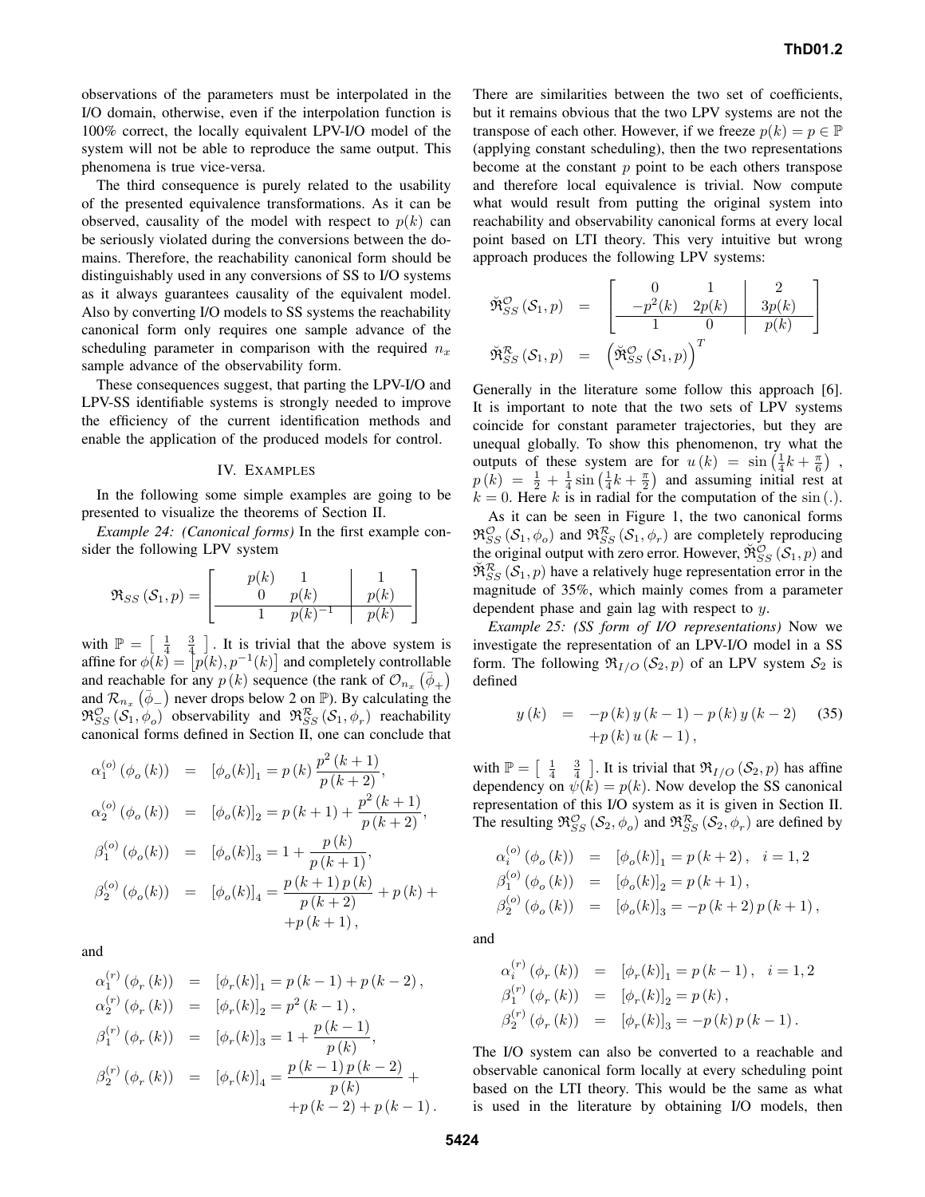observations of the parameters must be interpolated in the I/O domain, otherwise, even if the interpolation function is 100% correct, the locally equivalent LPV-I/O model of the system will not be able to reproduce the same output. This phenomena is true vice-versa.

The third consequence is purely related to the usability of the presented equivalence transformations. As it can be observed, causality of the model with respect to $p(k)$ can be seriously violated during the conversions between the domains. Therefore, the reachability canonical form should be distinguishably used in any conversions of SS to I/O systems as it always guarantees causality of the equivalent model. Also by converting I/O models to SS systems the reachability canonical form only requires one sample advance of the scheduling parameter in comparison with the required $n_x$ sample advance of the observability form.

These consequences suggest, that parting the LPV-I/O and LPV-SS identifiable systems is strongly needed to improve the efficiency of the current identification methods and enable the application of the produced models for control.

## IV. Examples

In the following some simple examples are going to be presented to visualize the theorems of Section II.

*Example 24: (Canonical forms)* In the first example consider the following LPV system

$$
\mathfrak{R}_{SS}\left(\mathcal{S}_1,p\right)=\left[\begin{array}{cc|c} p(k) & 1 & 1 \\ 0 & p(k) & p(k) \\ \hline 1 & p(k)^{-1} & p(k)\end{array}\right]
$$

with $\mathbb{P}=\left[\begin{array}{cc}\frac{1}{4} & \frac{3}{4}\end{array}\right]$. It is trivial that the above system is affine for $\phi(k)=\left[p(k),p^{-1}(k)\right]$ and completely controllable and reachable for any $p(k)$ sequence (the rank of $\mathcal{O}_{n_x}\left(\bar{\phi}_+\right)$ and $\mathcal{R}_{n_x}\left(\bar{\phi}_-\right)$ never drops below 2 on $\mathbb{P}$). By calculating the $\mathfrak{R}^{\mathcal{O}}_{SS}\left(\mathcal{S}_1,\phi_o\right)$ observability and $\mathfrak{R}^{\mathcal{R}}_{SS}\left(\mathcal{S}_1,\phi_r\right)$ reachability canonical forms defined in Section II, one can conclude that

$$
\begin{aligned}
\alpha^{(o)}_1\left(\phi_o(k)\right) &= \left[\phi_o(k)\right]_1 = p\left(k\right)\frac{p^2\left(k+1\right)}{p\left(k+2\right)},\\
\alpha^{(o)}_2\left(\phi_o(k)\right) &= \left[\phi_o(k)\right]_2 = p\left(k+1\right)+\frac{p^2\left(k+1\right)}{p\left(k+2\right)},\\
\beta^{(o)}_1\left(\phi_o(k)\right) &= \left[\phi_o(k)\right]_3 = 1+\frac{p\left(k\right)}{p\left(k+1\right)},\\
\beta^{(o)}_2\left(\phi_o(k)\right) &= \left[\phi_o(k)\right]_4 = \frac{p\left(k+1\right)p\left(k\right)}{p\left(k+2\right)}+p\left(k\right)+\\
&\qquad +p\left(k+1\right),
\end{aligned}
$$

and

$$
\begin{aligned}
\alpha^{(r)}_1\left(\phi_r(k)\right) &= \left[\phi_r(k)\right]_1 = p\left(k-1\right)+p\left(k-2\right),\\
\alpha^{(r)}_2\left(\phi_r(k)\right) &= \left[\phi_r(k)\right]_2 = p^2\left(k-1\right),\\
\beta^{(r)}_1\left(\phi_r(k)\right) &= \left[\phi_r(k)\right]_3 = 1+\frac{p\left(k-1\right)}{p\left(k\right)},\\
\beta^{(r)}_2\left(\phi_r(k)\right) &= \left[\phi_r(k)\right]_4 = \frac{p\left(k-1\right)p\left(k-2\right)}{p\left(k\right)}+\\
&\qquad +p\left(k-2\right)+p\left(k-1\right).
\end{aligned}
$$

There are similarities between the two set of coefficients, but it remains obvious that the two LPV systems are not the transpose of each other. However, if we freeze $p(k)=p\in\mathbb{P}$ (applying constant scheduling), then the two representations become at the constant $p$ point to be each others transpose and therefore local equivalence is trivial. Now compute what would result from putting the original system into reachability and observability canonical forms at every local point based on LTI theory. This very intuitive but wrong approach produces the following LPV systems:

$$
\begin{aligned}
\breve{\mathfrak{R}}^{\mathcal{O}}_{SS}\left(\mathcal{S}_1,p\right) &= \left[\begin{array}{cc|c} 0 & 1 & 2 \\ -p^2(k) & 2p(k) & 3p(k) \\ \hline 1 & 0 & p(k)\end{array}\right]\\
\breve{\mathfrak{R}}^{\mathcal{R}}_{SS}\left(\mathcal{S}_1,p\right) &= \left(\breve{\mathfrak{R}}^{\mathcal{O}}_{SS}\left(\mathcal{S}_1,p\right)\right)^T
\end{aligned}
$$

Generally in the literature some follow this approach [6]. It is important to note that the two sets of LPV systems coincide for constant parameter trajectories, but they are unequal globally. To show this phenomenon, try what the outputs of these system are for $u\left(k\right)=\sin\left(\frac{1}{4}k+\frac{\pi}{6}\right)$, $p\left(k\right)=\frac{1}{2}+\frac{1}{4}\sin\left(\frac{1}{4}k+\frac{\pi}{2}\right)$ and assuming initial rest at $k=0$. Here $k$ is in radial for the computation of the $\sin\left(.\right)$.

As it can be seen in Figure 1, the two canonical forms $\mathfrak{R}^{\mathcal{O}}_{SS}\left(\mathcal{S}_1,\phi_o\right)$ and $\mathfrak{R}^{\mathcal{R}}_{SS}\left(\mathcal{S}_1,\phi_r\right)$ are completely reproducing the original output with zero error. However, $\breve{\mathfrak{R}}^{\mathcal{O}}_{SS}\left(\mathcal{S}_1,p\right)$ and $\breve{\mathfrak{R}}^{\mathcal{R}}_{SS}\left(\mathcal{S}_1,p\right)$ have a relatively huge representation error in the magnitude of 35%, which mainly comes from a parameter dependent phase and gain lag with respect to $y$.

*Example 25: (SS form of I/O representations)* Now we investigate the representation of an LPV-I/O model in a SS form. The following $\mathfrak{R}_{I/O}\left(\mathcal{S}_2,p\right)$ of an LPV system $\mathcal{S}_2$ is defined

$$
\begin{aligned}
y\left(k\right) &= -p\left(k\right)y\left(k-1\right)-p\left(k\right)y\left(k-2\right) \\
&\quad +p\left(k\right)u\left(k-1\right),
\end{aligned}
\tag{35}
$$

with $\mathbb{P}=\left[\begin{array}{cc}\frac{1}{4} & \frac{3}{4}\end{array}\right]$. It is trivial that $\mathfrak{R}_{I/O}\left(\mathcal{S}_2,p\right)$ has affine dependency on $\psi(k)=p(k)$. Now develop the SS canonical representation of this I/O system as it is given in Section II. The resulting $\mathfrak{R}^{\mathcal{O}}_{SS}\left(\mathcal{S}_2,\phi_o\right)$ and $\mathfrak{R}^{\mathcal{R}}_{SS}\left(\mathcal{S}_2,\phi_r\right)$ are defined by

$$
\begin{aligned}
\alpha^{(o)}_i\left(\phi_o\left(k\right)\right) &= \left[\phi_o(k)\right]_1 = p\left(k+2\right), \quad i=1,2\\
\beta^{(o)}_1\left(\phi_o\left(k\right)\right) &= \left[\phi_o(k)\right]_2 = p\left(k+1\right),\\
\beta^{(o)}_2\left(\phi_o\left(k\right)\right) &= \left[\phi_o(k)\right]_3 = -p\left(k+2\right)p\left(k+1\right),
\end{aligned}
$$

and

$$
\begin{aligned}
\alpha^{(r)}_i\left(\phi_r\left(k\right)\right) &= \left[\phi_r(k)\right]_1 = p\left(k-1\right), \quad i=1,2\\
\beta^{(r)}_1\left(\phi_r\left(k\right)\right) &= \left[\phi_r(k)\right]_2 = p\left(k\right),\\
\beta^{(r)}_2\left(\phi_r\left(k\right)\right) &= \left[\phi_r(k)\right]_3 = -p\left(k\right)p\left(k-1\right).
\end{aligned}
$$

The I/O system can also be converted to a reachable and observable canonical form locally at every scheduling point based on the LTI theory. This would be the same as what is used in the literature by obtaining I/O models, then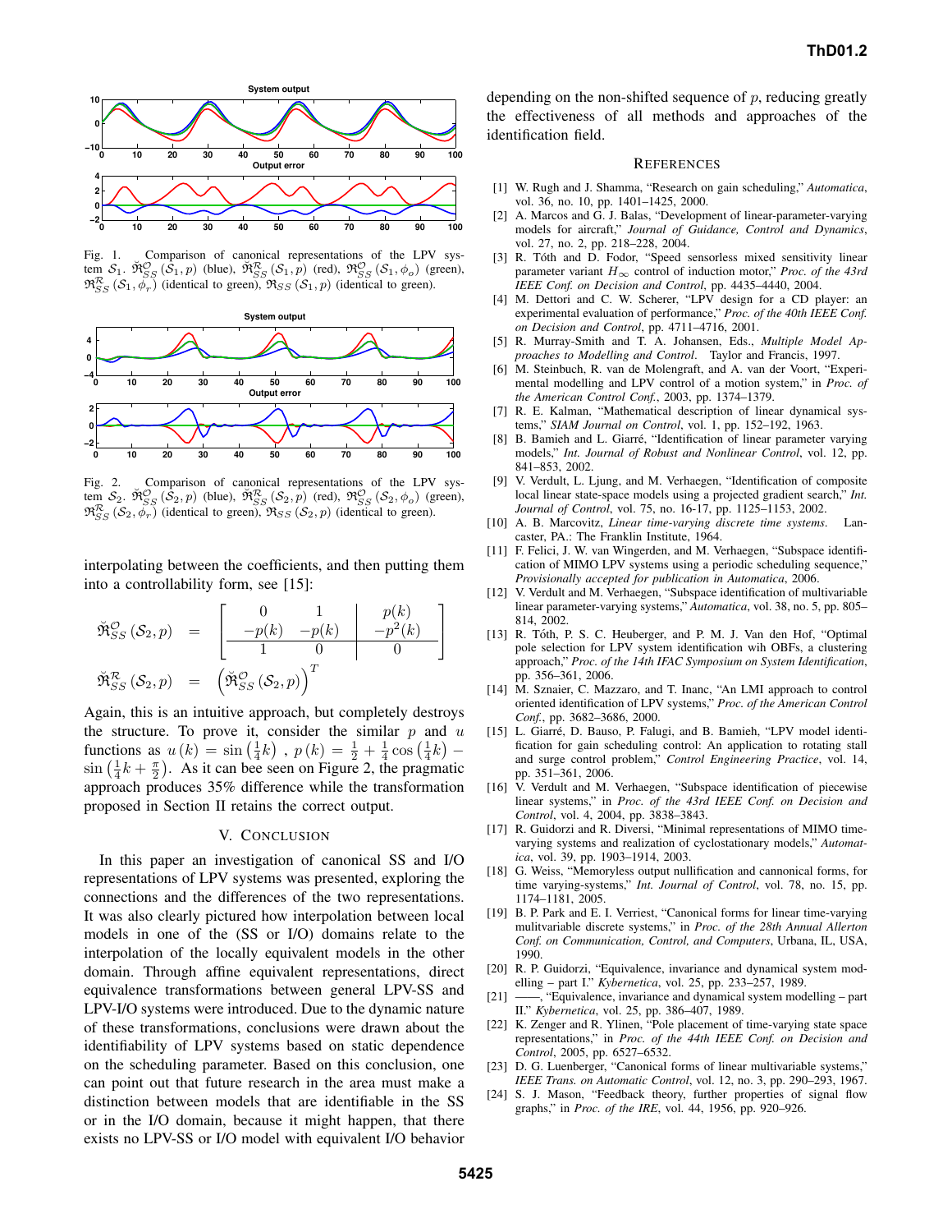System output

10

0

−10

0 10 20 30 40 50 60 70 80 90 100

Output error

4

2

0

−2

0 10 20 30 40 50 60 70 80 90 100

Fig. 1. Comparison of canonical representations of the LPV system $\mathcal{S}_1$. $\breve{\mathfrak{R}}^{\mathcal{O}}_{SS}(\mathcal{S}_1, p)$ (blue), $\breve{\mathfrak{R}}^{\mathcal{R}}_{SS}(\mathcal{S}_1, p)$ (red), $\mathfrak{R}^{\mathcal{O}}_{SS}(\mathcal{S}_1, \phi_o)$ (green), $\mathfrak{R}^{\mathcal{R}}_{SS}(\mathcal{S}_1, \phi_r)$ (identical to green), $\mathfrak{R}_{SS}(\mathcal{S}_1, p)$ (identical to green).

System output

4

0

−4

0 10 20 30 40 50 60 70 80 90 100

Output error

2

0

−2

0 10 20 30 40 50 60 70 80 90 100

Fig. 2. Comparison of canonical representations of the LPV system $\mathcal{S}_2$. $\breve{\mathfrak{R}}^{\mathcal{O}}_{SS}(\mathcal{S}_2, p)$ (blue), $\breve{\mathfrak{R}}^{\mathcal{R}}_{SS}(\mathcal{S}_2, p)$ (red), $\mathfrak{R}^{\mathcal{O}}_{SS}(\mathcal{S}_2, \phi_o)$ (green), $\mathfrak{R}^{\mathcal{R}}_{SS}(\mathcal{S}_2, \phi_r)$ (identical to green), $\mathfrak{R}_{SS}(\mathcal{S}_2, p)$ (identical to green).

interpolating between the coefficients, and then putting them into a controllability form, see [15]:

$$
\begin{aligned}
\breve{\mathfrak{R}}^{\mathcal{O}}_{SS}(\mathcal{S}_2, p) &= \left[\begin{array}{cc|c} 0 & 1 & p(k) \\ -p(k) & -p(k) & -p^2(k) \\ \hline 1 & 0 & 0 \end{array}\right] \\
\breve{\mathfrak{R}}^{\mathcal{R}}_{SS}(\mathcal{S}_2, p) &= \left(\breve{\mathfrak{R}}^{\mathcal{O}}_{SS}(\mathcal{S}_2, p)\right)^T
\end{aligned}
$$

Again, this is an intuitive approach, but completely destroys the structure. To prove it, consider the similar $p$ and $u$ functions as $u(k) = \sin\left(\frac{1}{4}k\right)$, $p(k) = \frac{1}{2} + \frac{1}{4}\cos\left(\frac{1}{4}k\right) - \sin\left(\frac{1}{4}k + \frac{\pi}{2}\right)$. As it can bee seen on Figure 2, the pragmatic approach produces 35% difference while the transformation proposed in Section II retains the correct output.

## V. Conclusion

In this paper an investigation of canonical SS and I/O representations of LPV systems was presented, exploring the connections and the differences of the two representations. It was also clearly pictured how interpolation between local models in one of the (SS or I/O) domains relate to the interpolation of the locally equivalent models in the other domain. Through affine equivalent representations, direct equivalence transformations between general LPV-SS and LPV-I/O systems were introduced. Due to the dynamic nature of these transformations, conclusions were drawn about the identifiability of LPV systems based on static dependence on the scheduling parameter. Based on this conclusion, one can point out that future research in the area must make a distinction between models that are identifiable in the SS or in the I/O domain, because it might happen, that there exists no LPV-SS or I/O model with equivalent I/O behavior depending on the non-shifted sequence of $p$, reducing greatly the effectiveness of all methods and approaches of the identification field.

## References

[1] W. Rugh and J. Shamma, "Research on gain scheduling," *Automatica*, vol. 36, no. 10, pp. 1401–1425, 2000.

[2] A. Marcos and G. J. Balas, "Development of linear-parameter-varying models for aircraft," *Journal of Guidance, Control and Dynamics*, vol. 27, no. 2, pp. 218–228, 2004.

[3] R. Tóth and D. Fodor, "Speed sensorless mixed sensitivity linear parameter variant $H_\infty$ control of induction motor," *Proc. of the 43rd IEEE Conf. on Decision and Control*, pp. 4435–4440, 2004.

[4] M. Dettori and C. W. Scherer, "LPV design for a CD player: an experimental evaluation of performance," *Proc. of the 40th IEEE Conf. on Decision and Control*, pp. 4711–4716, 2001.

[5] R. Murray-Smith and T. A. Johansen, Eds., *Multiple Model Approaches to Modelling and Control*. Taylor and Francis, 1997.

[6] M. Steinbuch, R. van de Molengraft, and A. van der Voort, "Experimental modelling and LPV control of a motion system," in *Proc. of the American Control Conf.*, 2003, pp. 1374–1379.

[7] R. E. Kalman, "Mathematical description of linear dynamical systems," *SIAM Journal on Control*, vol. 1, pp. 152–192, 1963.

[8] B. Bamieh and L. Giarré, "Identification of linear parameter varying models," *Int. Journal of Robust and Nonlinear Control*, vol. 12, pp. 841–853, 2002.

[9] V. Verdult, L. Ljung, and M. Verhaegen, "Identification of composite local linear state-space models using a projected gradient search," *Int. Journal of Control*, vol. 75, no. 16-17, pp. 1125–1153, 2002.

[10] A. B. Marcovitz, *Linear time-varying discrete time systems*. Lancaster, PA.: The Franklin Institute, 1964.

[11] F. Felici, J. W. van Wingerden, and M. Verhaegen, "Subspace identification of MIMO LPV systems using a periodic scheduling sequence," *Provisionally accepted for publication in Automatica*, 2006.

[12] V. Verdult and M. Verhaegen, "Subspace identification of multivariable linear parameter-varying systems," *Automatica*, vol. 38, no. 5, pp. 805–814, 2002.

[13] R. Tóth, P. S. C. Heuberger, and P. M. J. Van den Hof, "Optimal pole selection for LPV system identification with OBFs, a clustering approach," *Proc. of the 14th IFAC Symposium on System Identification*, pp. 356–361, 2006.

[14] M. Sznaier, C. Mazzaro, and T. Inanc, "An LMI approach to control oriented identification of LPV systems," *Proc. of the American Control Conf.*, pp. 3682–3686, 2000.

[15] L. Giarré, D. Bauso, P. Falugi, and B. Bamieh, "LPV model identification for gain scheduling control: An application to rotating stall and surge control problem," *Control Engineering Practice*, vol. 14, pp. 351–361, 2006.

[16] V. Verdult and M. Verhaegen, "Subspace identification of piecewise linear systems," in *Proc. of the 43rd IEEE Conf. on Decision and Control*, vol. 4, 2004, pp. 3838–3843.

[17] R. Guidorzi and R. Diversi, "Minimal representations of MIMO time-varying systems and realization of cyclostationary models," *Automatica*, vol. 39, pp. 1903–1914, 2003.

[18] G. Weiss, "Memoryless output nullification and cannonical forms, for time varying-systems," *Int. Journal of Control*, vol. 78, no. 15, pp. 1174–1181, 2005.

[19] B. P. Park and E. I. Verriest, "Canonical forms for linear time-varying multivariable discrete systems," in *Proc. of the 28th Annual Allerton Conf. on Communication, Control, and Computers*, Urbana, IL, USA, 1990.

[20] R. P. Guidorzi, "Equivalence, invariance and dynamical system modelling – part I." *Kybernetica*, vol. 25, pp. 233–257, 1989.

[21] ——, "Equivalence, invariance and dynamical system modelling – part II." *Kybernetica*, vol. 25, pp. 386–407, 1989.

[22] K. Zenger and R. Ylinen, "Pole placement of time-varying state space representations," in *Proc. of the 44th IEEE Conf. on Decision and Control*, 2005, pp. 6527–6532.

[23] D. G. Luenberger, "Canonical forms of linear multivariable systems," *IEEE Trans. on Automatic Control*, vol. 12, no. 3, pp. 290–293, 1967.

[24] S. J. Mason, "Feedback theory, further properties of signal flow graphs," in *Proc. of the IRE*, vol. 44, 1956, pp. 920–926.